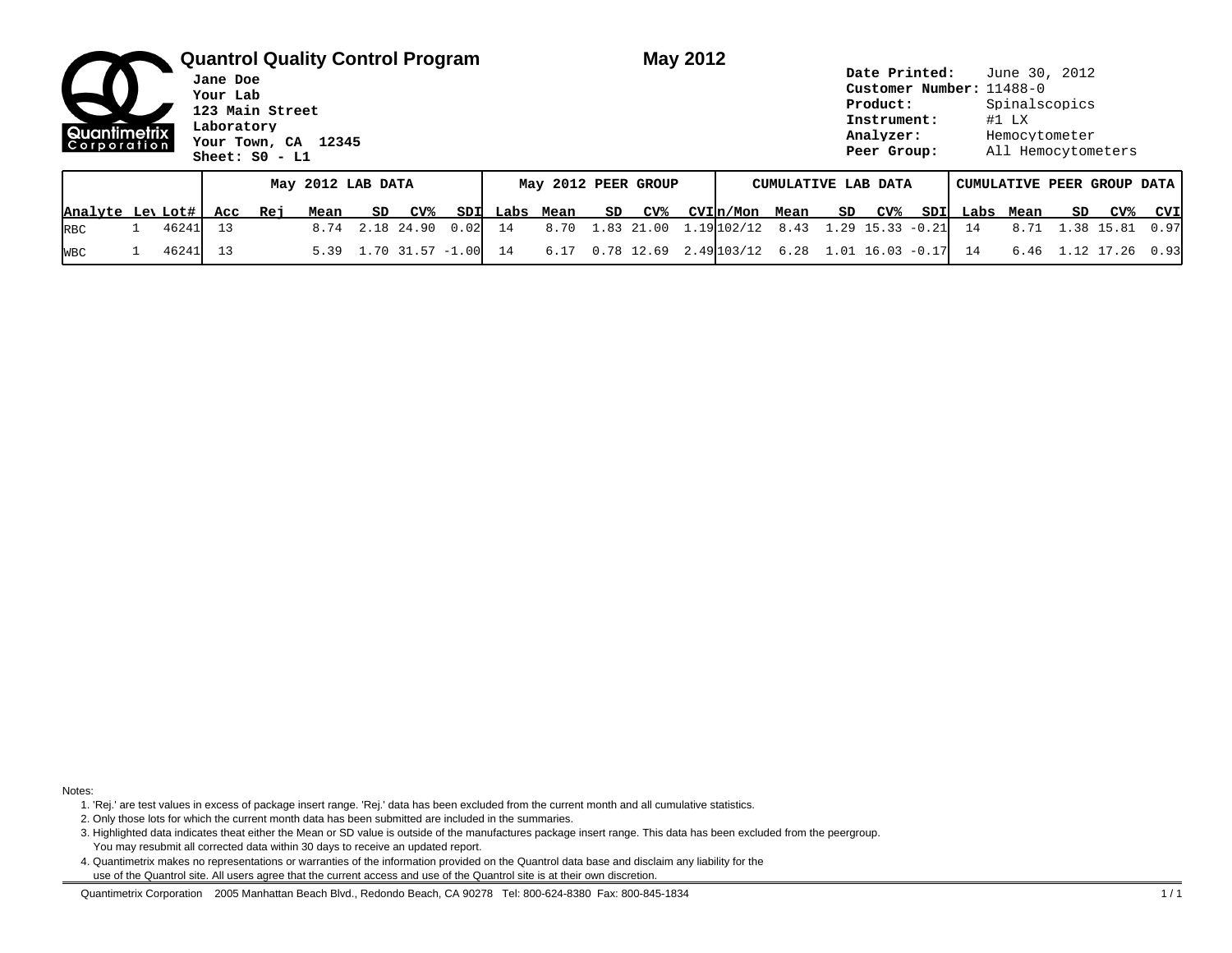# Quantrol Quality Control Program

**May 2012**

**Jane Doe**
**Your Lab**
**123 Main Street**
**Laboratory**
**Your Town, CA 12345**
**Sheet: S0 - L1**

**Date Printed:** June 30, 2012
**Customer Number:** 11488-0
**Product:** Spinalscopics
**Instrument:** #1 LX
**Analyzer:** Hemocytometer
**Peer Group:** All Hemocytometers

| | | | May 2012 LAB DATA | | | | | | May 2012 PEER GROUP | | | | | CUMULATIVE LAB DATA | | | | | CUMULATIVE PEER GROUP DATA | | | | |
|---|---|---|---|---|---|---|---|---|---|---|---|---|---|---|---|---|---|---|---|---|---|---|---|
| Analyte | Lev | Lot# | Acc | Rej | Mean | SD | CV% | SDI | Labs | Mean | SD | CV% | CVI | n/Mon | Mean | SD | CV% | SDI | Labs | Mean | SD | CV% | CVI |
| RBC | 1 | 46241 | 13 | | 8.74 | 2.18 | 24.90 | 0.02 | 14 | 8.70 | 1.83 | 21.00 | 1.19 | 102/12 | 8.43 | 1.29 | 15.33 | -0.21 | 14 | 8.71 | 1.38 | 15.81 | 0.97 |
| WBC | 1 | 46241 | 13 | | 5.39 | 1.70 | 31.57 | -1.00 | 14 | 6.17 | 0.78 | 12.69 | 2.49 | 103/12 | 6.28 | 1.01 | 16.03 | -0.17 | 14 | 6.46 | 1.12 | 17.26 | 0.93 |

Notes:

1. 'Rej.' are test values in excess of package insert range. 'Rej.' data has been excluded from the current month and all cumulative statistics.
2. Only those lots for which the current month data has been submitted are included in the summaries.
3. Highlighted data indicates theat either the Mean or SD value is outside of the manufactures package insert range. This data has been excluded from the peergroup. You may resubmit all corrected data within 30 days to receive an updated report.
4. Quantimetrix makes no representations or warranties of the information provided on the Quantrol data base and disclaim any liability for the use of the Quantrol site. All users agree that the current access and use of the Quantrol site is at their own discretion.

Quantimetrix Corporation 2005 Manhattan Beach Blvd., Redondo Beach, CA 90278 Tel: 800-624-8380 Fax: 800-845-1834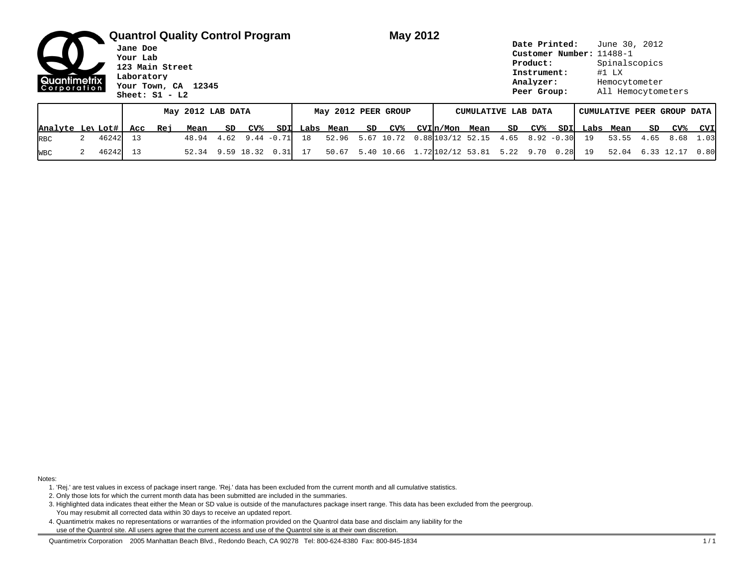# Quantrol Quality Control Program

**May 2012**

**Jane Doe**
**Your Lab**
**123 Main Street**
**Laboratory**
**Your Town, CA 12345**
**Sheet: S1 - L2**

**Date Printed:** June 30, 2012
**Customer Number:** 11488-1
**Product:** Spinalscopics
**Instrument:** #1 LX
**Analyzer:** Hemocytometer
**Peer Group:** All Hemocytometers

| | | | May 2012 LAB DATA | | | | | | May 2012 PEER GROUP | | | | | CUMULATIVE LAB DATA | | | | | CUMULATIVE PEER GROUP DATA | | | | |
|---|---|---|---|---|---|---|---|---|---|---|---|---|---|---|---|---|---|---|---|---|---|---|---|
| Analyte | Lev | Lot# | Acc | Rej | Mean | SD | CV% | SDI | Labs | Mean | SD | CV% | CVI | n/Mon | Mean | SD | CV% | SDI | Labs | Mean | SD | CV% | CVI |
| RBC | 2 | 46242 | 13 | | 48.94 | 4.62 | 9.44 | -0.71 | 18 | 52.96 | 5.67 | 10.72 | 0.88 | 103/12 | 52.15 | 4.65 | 8.92 | -0.30 | 19 | 53.55 | 4.65 | 8.68 | 1.03 |
| WBC | 2 | 46242 | 13 | | 52.34 | 9.59 | 18.32 | 0.31 | 17 | 50.67 | 5.40 | 10.66 | 1.72 | 102/12 | 53.81 | 5.22 | 9.70 | 0.28 | 19 | 52.04 | 6.33 | 12.17 | 0.80 |

Notes:

1. 'Rej.' are test values in excess of package insert range. 'Rej.' data has been excluded from the current month and all cumulative statistics.
2. Only those lots for which the current month data has been submitted are included in the summaries.
3. Highlighted data indicates theat either the Mean or SD value is outside of the manufactures package insert range. This data has been excluded from the peergroup. You may resubmit all corrected data within 30 days to receive an updated report.
4. Quantimetrix makes no representations or warranties of the information provided on the Quantrol data base and disclaim any liability for the use of the Quantrol site. All users agree that the current access and use of the Quantrol site is at their own discretion.

Quantimetrix Corporation 2005 Manhattan Beach Blvd., Redondo Beach, CA 90278 Tel: 800-624-8380 Fax: 800-845-1834